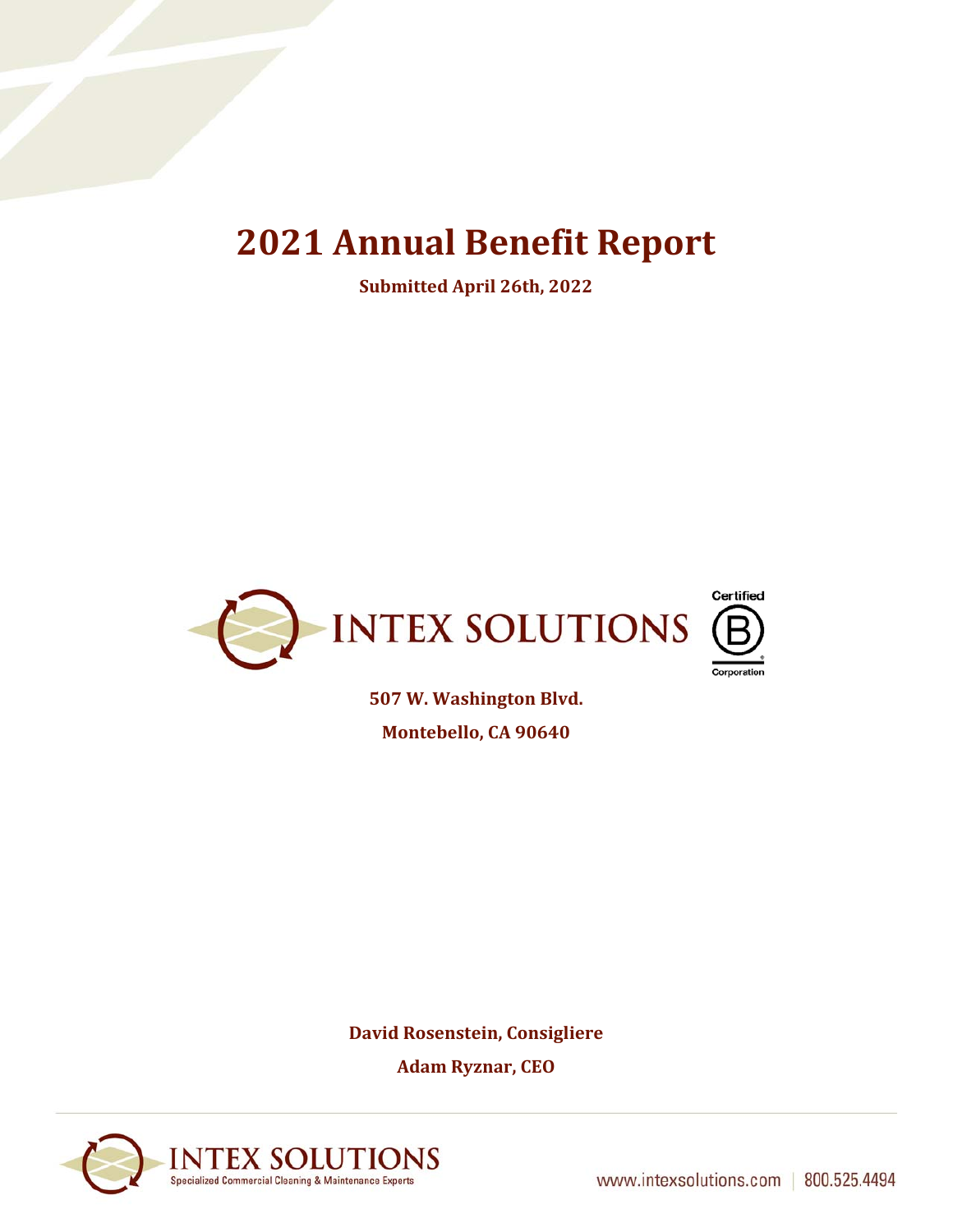# 2021 Annual Benefit Report

**Submitted April 26th, 2022**

INTEX SOLUTIONS

Certified B Corporation

**507 W. Washington Blvd.**

**Montebello, CA 90640**

**David Rosenstein, Consigliere**

**Adam Ryznar, CEO**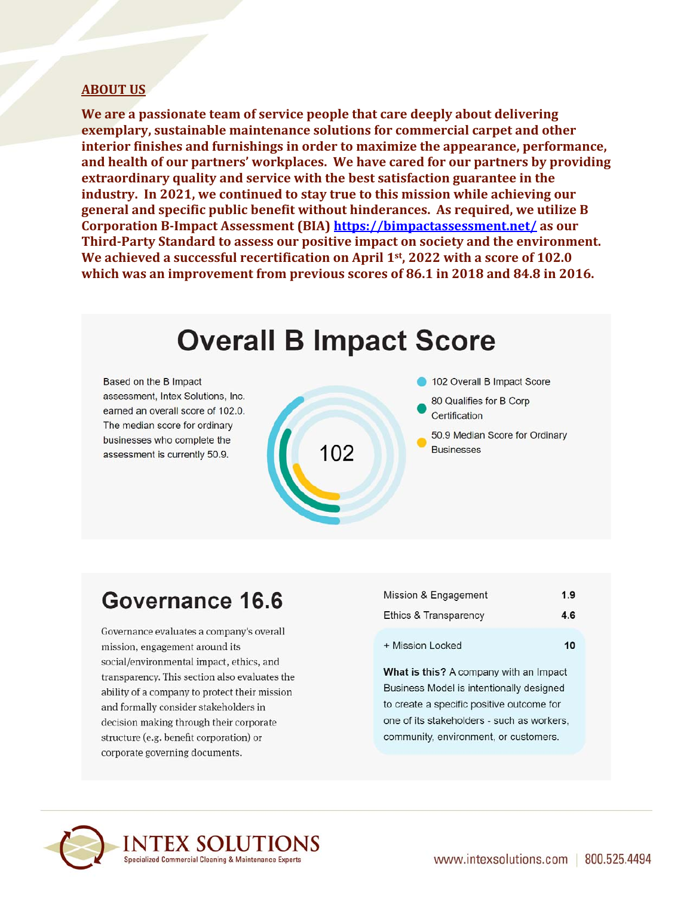## ABOUT US

**We are a passionate team of service people that care deeply about delivering exemplary, sustainable maintenance solutions for commercial carpet and other interior finishes and furnishings in order to maximize the appearance, performance, and health of our partners' workplaces. We have cared for our partners by providing extraordinary quality and service with the best satisfaction guarantee in the industry. In 2021, we continued to stay true to this mission while achieving our general and specific public benefit without hinderances. As required, we utilize B Corporation B-Impact Assessment (BIA) [https://bimpactassessment.net/](https://bimpactassessment.net/) as our Third-Party Standard to assess our positive impact on society and the environment. We achieved a successful recertification on April 1st, 2022 with a score of 102.0 which was an improvement from previous scores of 86.1 in 2018 and 84.8 in 2016.**

# Overall B Impact Score

Based on the B Impact assessment, Intex Solutions, Inc. earned an overall score of 102.0. The median score for ordinary businesses who complete the assessment is currently 50.9.

102

- 102 Overall B Impact Score
- 80 Qualifies for B Corp Certification
- 50.9 Median Score for Ordinary Businesses

# Governance 16.6

Governance evaluates a company's overall mission, engagement around its social/environmental impact, ethics, and transparency. This section also evaluates the ability of a company to protect their mission and formally consider stakeholders in decision making through their corporate structure (e.g. benefit corporation) or corporate governing documents.

| Category | Score |
|---|---|
| Mission & Engagement | 1.9 |
| Ethics & Transparency | 4.6 |
| + Mission Locked | 10 |

**What is this?** A company with an Impact Business Model is intentionally designed to create a specific positive outcome for one of its stakeholders - such as workers, community, environment, or customers.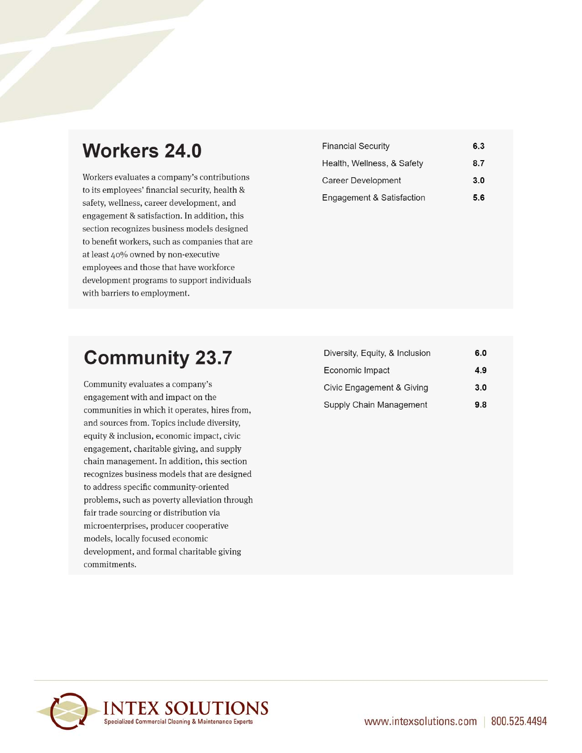## Workers 24.0

Workers evaluates a company's contributions to its employees' financial security, health & safety, wellness, career development, and engagement & satisfaction. In addition, this section recognizes business models designed to benefit workers, such as companies that are at least 40% owned by non-executive employees and those that have workforce development programs to support individuals with barriers to employment.

| Category | Score |
|---|---|
| Financial Security | 6.3 |
| Health, Wellness, & Safety | 8.7 |
| Career Development | 3.0 |
| Engagement & Satisfaction | 5.6 |

## Community 23.7

Community evaluates a company's engagement with and impact on the communities in which it operates, hires from, and sources from. Topics include diversity, equity & inclusion, economic impact, civic engagement, charitable giving, and supply chain management. In addition, this section recognizes business models that are designed to address specific community-oriented problems, such as poverty alleviation through fair trade sourcing or distribution via microenterprises, producer cooperative models, locally focused economic development, and formal charitable giving commitments.

| Category | Score |
|---|---|
| Diversity, Equity, & Inclusion | 6.0 |
| Economic Impact | 4.9 |
| Civic Engagement & Giving | 3.0 |
| Supply Chain Management | 9.8 |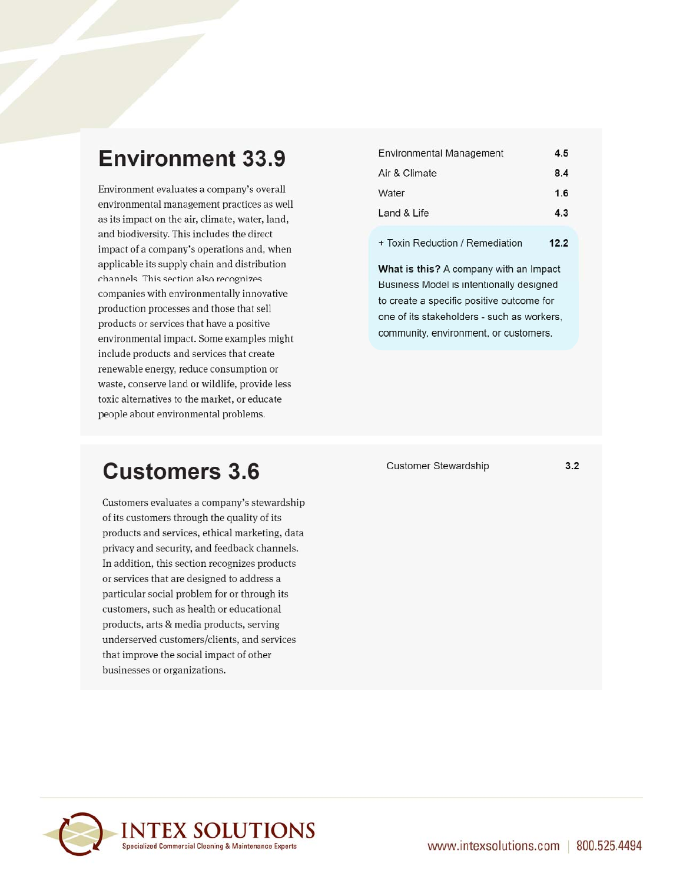## Environment 33.9

Environment evaluates a company's overall environmental management practices as well as its impact on the air, climate, water, land, and biodiversity. This includes the direct impact of a company's operations and, when applicable its supply chain and distribution channels. This section also recognizes companies with environmentally innovative production processes and those that sell products or services that have a positive environmental impact. Some examples might include products and services that create renewable energy, reduce consumption or waste, conserve land or wildlife, provide less toxic alternatives to the market, or educate people about environmental problems.

| Category | Score |
|---|---|
| Environmental Management | 4.5 |
| Air & Climate | 8.4 |
| Water | 1.6 |
| Land & Life | 4.3 |
| + Toxin Reduction / Remediation | 12.2 |

**What is this?** A company with an Impact Business Model is intentionally designed to create a specific positive outcome for one of its stakeholders - such as workers, community, environment, or customers.

## Customers 3.6

Customers evaluates a company's stewardship of its customers through the quality of its products and services, ethical marketing, data privacy and security, and feedback channels. In addition, this section recognizes products or services that are designed to address a particular social problem for or through its customers, such as health or educational products, arts & media products, serving underserved customers/clients, and services that improve the social impact of other businesses or organizations.

| Category | Score |
|---|---|
| Customer Stewardship | 3.2 |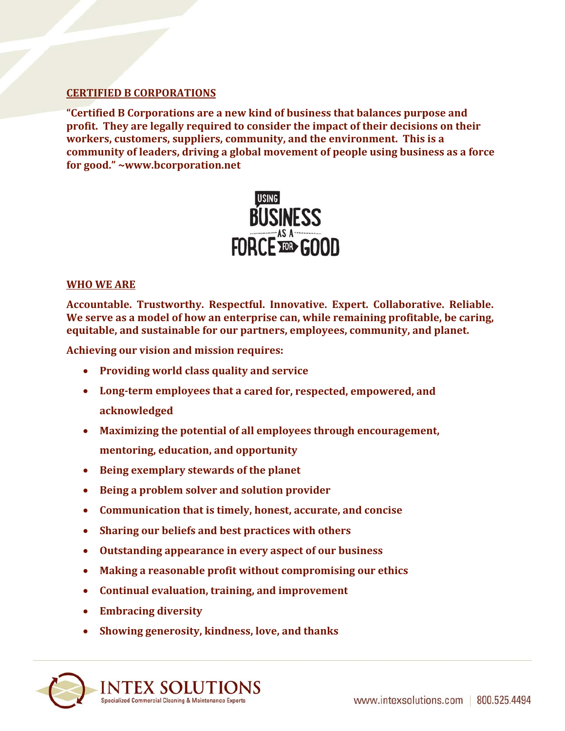## CERTIFIED B CORPORATIONS

**"Certified B Corporations are a new kind of business that balances purpose and profit. They are legally required to consider the impact of their decisions on their workers, customers, suppliers, community, and the environment. This is a community of leaders, driving a global movement of people using business as a force for good." ~www.bcorporation.net**

USING BUSINESS AS A FORCE FOR GOOD

## WHO WE ARE

**Accountable. Trustworthy. Respectful. Innovative. Expert. Collaborative. Reliable. We serve as a model of how an enterprise can, while remaining profitable, be caring, equitable, and sustainable for our partners, employees, community, and planet.**

**Achieving our vision and mission requires:**

- **Providing world class quality and service**
- **Long-term employees that a cared for, respected, empowered, and acknowledged**
- **Maximizing the potential of all employees through encouragement, mentoring, education, and opportunity**
- **Being exemplary stewards of the planet**
- **Being a problem solver and solution provider**
- **Communication that is timely, honest, accurate, and concise**
- **Sharing our beliefs and best practices with others**
- **Outstanding appearance in every aspect of our business**
- **Making a reasonable profit without compromising our ethics**
- **Continual evaluation, training, and improvement**
- **Embracing diversity**
- **Showing generosity, kindness, love, and thanks**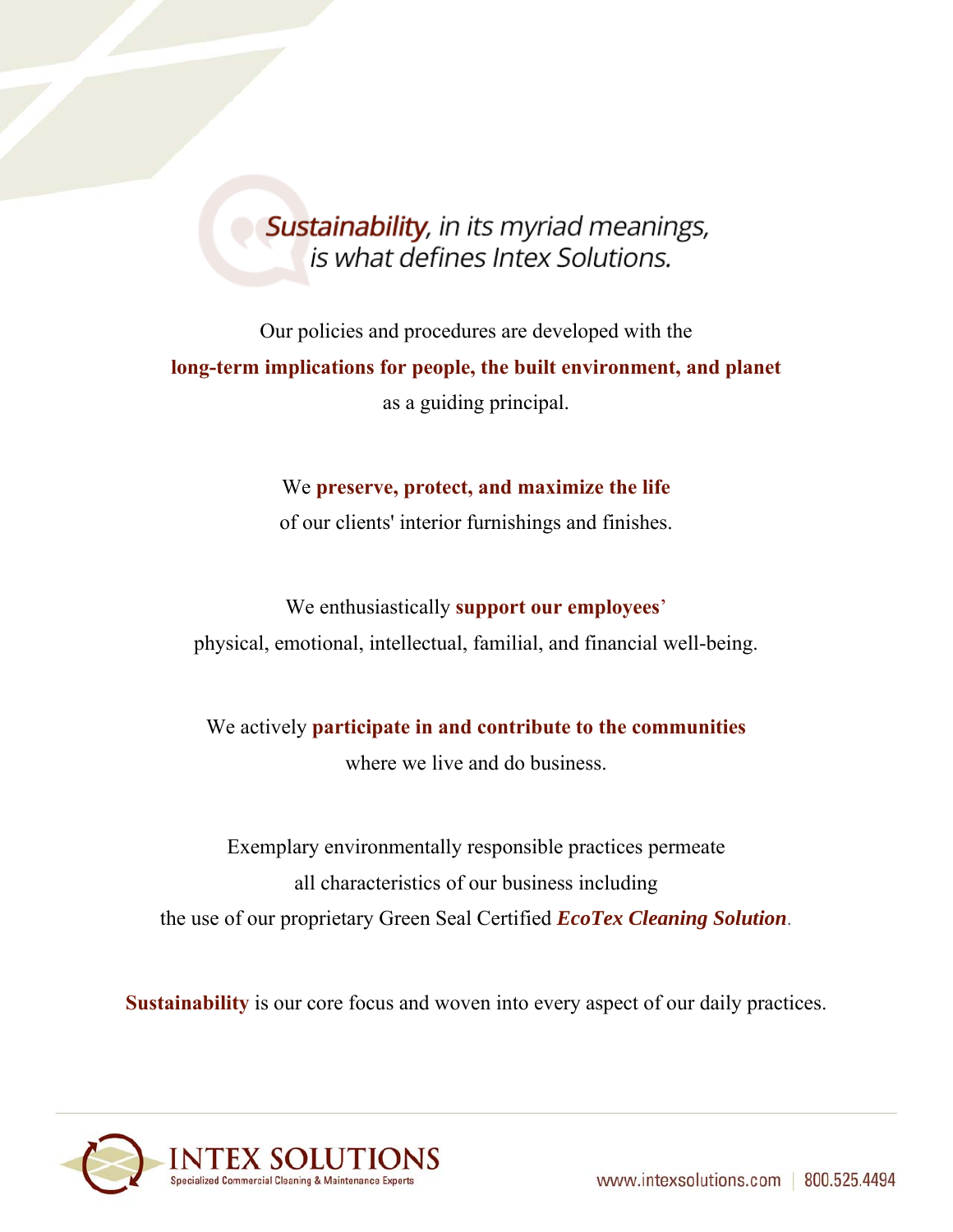## *Sustainability, in its myriad meanings, is what defines Intex Solutions.*

Our policies and procedures are developed with the **long-term implications for people, the built environment, and planet** as a guiding principal.

We **preserve, protect, and maximize the life** of our clients' interior furnishings and finishes.

We enthusiastically **support our employees**' physical, emotional, intellectual, familial, and financial well-being.

We actively **participate in and contribute to the communities** where we live and do business.

Exemplary environmentally responsible practices permeate all characteristics of our business including the use of our proprietary Green Seal Certified ***EcoTex Cleaning Solution***.

**Sustainability** is our core focus and woven into every aspect of our daily practices.

INTEX SOLUTIONS
Specialized Commercial Cleaning & Maintenance Experts

www.intexsolutions.com | 800.525.4494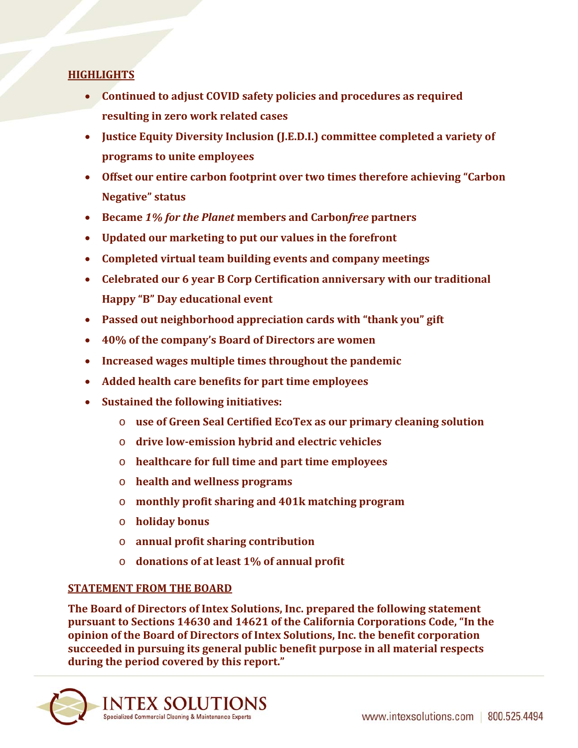## HIGHLIGHTS

- **Continued to adjust COVID safety policies and procedures as required resulting in zero work related cases**
- **Justice Equity Diversity Inclusion (J.E.D.I.) committee completed a variety of programs to unite employees**
- **Offset our entire carbon footprint over two times therefore achieving "Carbon Negative" status**
- **Became *1% for the Planet* members and Carbon*free* partners**
- **Updated our marketing to put our values in the forefront**
- **Completed virtual team building events and company meetings**
- **Celebrated our 6 year B Corp Certification anniversary with our traditional Happy "B" Day educational event**
- **Passed out neighborhood appreciation cards with "thank you" gift**
- **40% of the company's Board of Directors are women**
- **Increased wages multiple times throughout the pandemic**
- **Added health care benefits for part time employees**
- **Sustained the following initiatives:**
  - **use of Green Seal Certified EcoTex as our primary cleaning solution**
  - **drive low-emission hybrid and electric vehicles**
  - **healthcare for full time and part time employees**
  - **health and wellness programs**
  - **monthly profit sharing and 401k matching program**
  - **holiday bonus**
  - **annual profit sharing contribution**
  - **donations of at least 1% of annual profit**

## STATEMENT FROM THE BOARD

**The Board of Directors of Intex Solutions, Inc. prepared the following statement pursuant to Sections 14630 and 14621 of the California Corporations Code, "In the opinion of the Board of Directors of Intex Solutions, Inc. the benefit corporation succeeded in pursuing its general public benefit purpose in all material respects during the period covered by this report."**